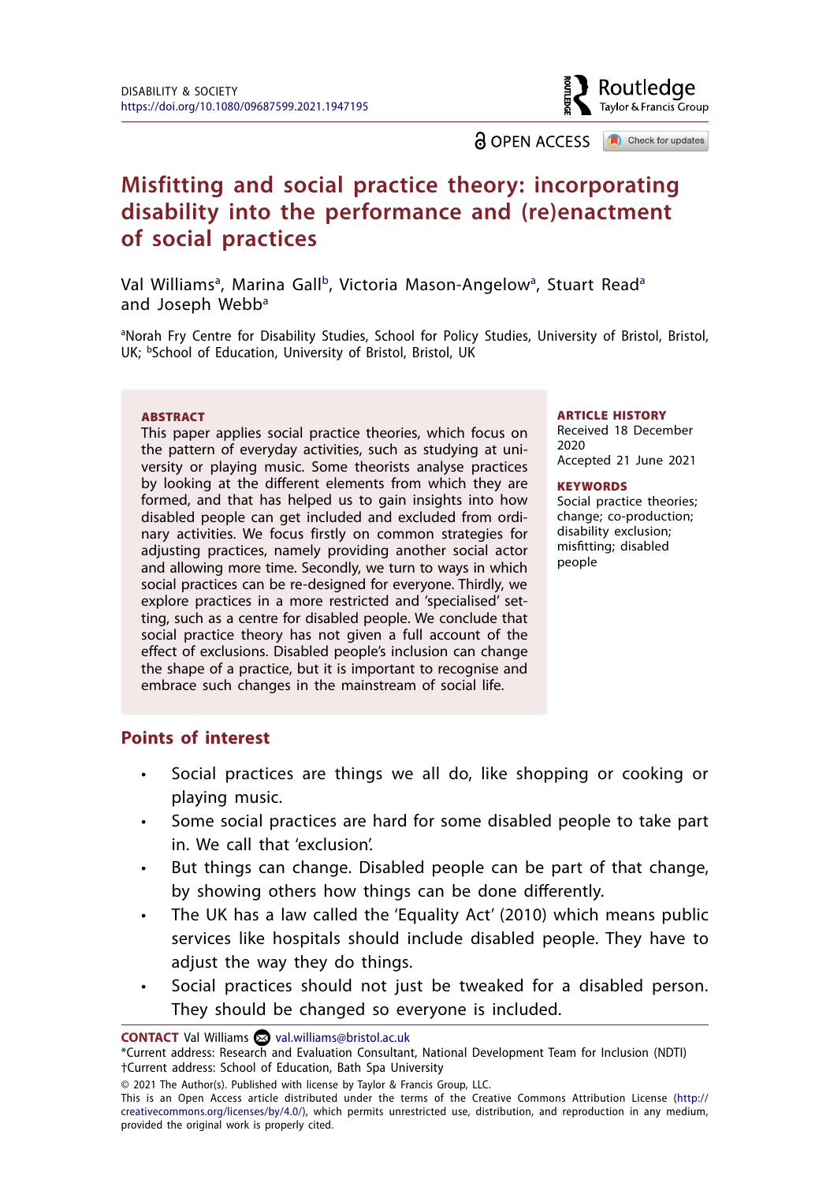DISABILITY & SOCIETY
https://doi.org/10.1080/09687599.2021.1947195

OPEN ACCESS

# Misfitting and social practice theory: incorporating disability into the performance and (re)enactment of social practices

Val Williams[a], Marina Gall[b], Victoria Mason-Angelow[a], Stuart Read[a] and Joseph Webb[a]

[a]Norah Fry Centre for Disability Studies, School for Policy Studies, University of Bristol, Bristol, UK; [b]School of Education, University of Bristol, Bristol, UK

**ABSTRACT**

This paper applies social practice theories, which focus on the pattern of everyday activities, such as studying at university or playing music. Some theorists analyse practices by looking at the different elements from which they are formed, and that has helped us to gain insights into how disabled people can get included and excluded from ordinary activities. We focus firstly on common strategies for adjusting practices, namely providing another social actor and allowing more time. Secondly, we turn to ways in which social practices can be re-designed for everyone. Thirdly, we explore practices in a more restricted and 'specialised' setting, such as a centre for disabled people. We conclude that social practice theory has not given a full account of the effect of exclusions. Disabled people's inclusion can change the shape of a practice, but it is important to recognise and embrace such changes in the mainstream of social life.

**ARTICLE HISTORY**
Received 18 December 2020
Accepted 21 June 2021

**KEYWORDS**
Social practice theories; change; co-production; disability exclusion; misfitting; disabled people

## Points of interest

- Social practices are things we all do, like shopping or cooking or playing music.
- Some social practices are hard for some disabled people to take part in. We call that 'exclusion'.
- But things can change. Disabled people can be part of that change, by showing others how things can be done differently.
- The UK has a law called the 'Equality Act' (2010) which means public services like hospitals should include disabled people. They have to adjust the way they do things.
- Social practices should not just be tweaked for a disabled person. They should be changed so everyone is included.

**CONTACT** Val Williams val.williams@bristol.ac.uk
*Current address: Research and Evaluation Consultant, National Development Team for Inclusion (NDTI)
†Current address: School of Education, Bath Spa University

© 2021 The Author(s). Published with license by Taylor & Francis Group, LLC.
This is an Open Access article distributed under the terms of the Creative Commons Attribution License (http://creativecommons.org/licenses/by/4.0/), which permits unrestricted use, distribution, and reproduction in any medium, provided the original work is properly cited.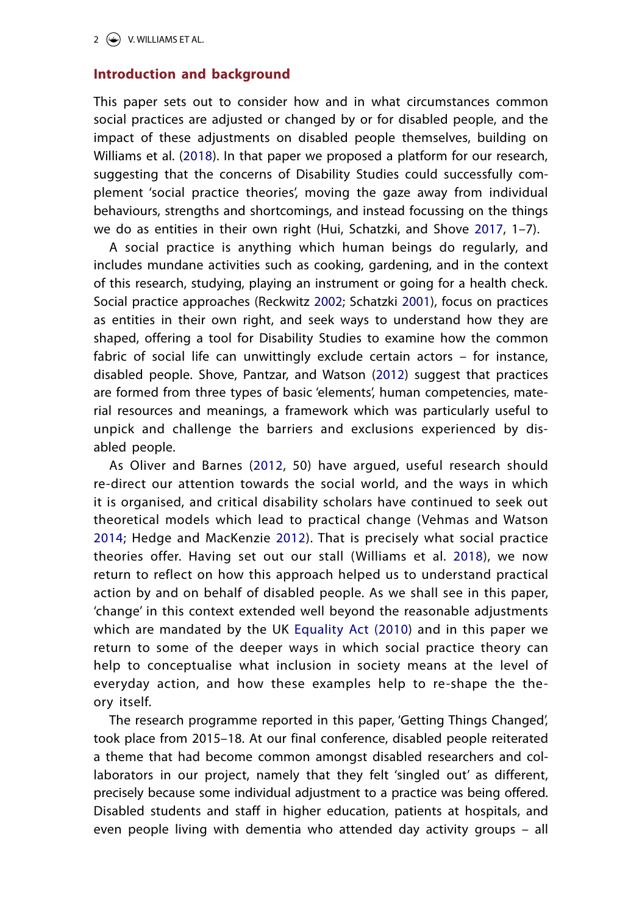## Introduction and background

This paper sets out to consider how and in what circumstances common social practices are adjusted or changed by or for disabled people, and the impact of these adjustments on disabled people themselves, building on Williams et al. (2018). In that paper we proposed a platform for our research, suggesting that the concerns of Disability Studies could successfully complement 'social practice theories', moving the gaze away from individual behaviours, strengths and shortcomings, and instead focussing on the things we do as entities in their own right (Hui, Schatzki, and Shove 2017, 1–7).

A social practice is anything which human beings do regularly, and includes mundane activities such as cooking, gardening, and in the context of this research, studying, playing an instrument or going for a health check. Social practice approaches (Reckwitz 2002; Schatzki 2001), focus on practices as entities in their own right, and seek ways to understand how they are shaped, offering a tool for Disability Studies to examine how the common fabric of social life can unwittingly exclude certain actors – for instance, disabled people. Shove, Pantzar, and Watson (2012) suggest that practices are formed from three types of basic 'elements', human competencies, material resources and meanings, a framework which was particularly useful to unpick and challenge the barriers and exclusions experienced by disabled people.

As Oliver and Barnes (2012, 50) have argued, useful research should re-direct our attention towards the social world, and the ways in which it is organised, and critical disability scholars have continued to seek out theoretical models which lead to practical change (Vehmas and Watson 2014; Hedge and MacKenzie 2012). That is precisely what social practice theories offer. Having set out our stall (Williams et al. 2018), we now return to reflect on how this approach helped us to understand practical action by and on behalf of disabled people. As we shall see in this paper, 'change' in this context extended well beyond the reasonable adjustments which are mandated by the UK Equality Act (2010) and in this paper we return to some of the deeper ways in which social practice theory can help to conceptualise what inclusion in society means at the level of everyday action, and how these examples help to re-shape the theory itself.

The research programme reported in this paper, 'Getting Things Changed', took place from 2015–18. At our final conference, disabled people reiterated a theme that had become common amongst disabled researchers and collaborators in our project, namely that they felt 'singled out' as different, precisely because some individual adjustment to a practice was being offered. Disabled students and staff in higher education, patients at hospitals, and even people living with dementia who attended day activity groups – all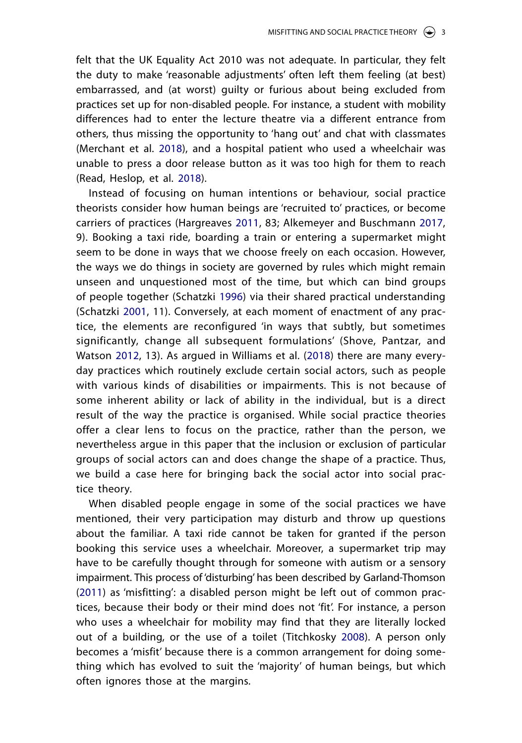felt that the UK Equality Act 2010 was not adequate. In particular, they felt the duty to make 'reasonable adjustments' often left them feeling (at best) embarrassed, and (at worst) guilty or furious about being excluded from practices set up for non-disabled people. For instance, a student with mobility differences had to enter the lecture theatre via a different entrance from others, thus missing the opportunity to 'hang out' and chat with classmates (Merchant et al. 2018), and a hospital patient who used a wheelchair was unable to press a door release button as it was too high for them to reach (Read, Heslop, et al. 2018).

Instead of focusing on human intentions or behaviour, social practice theorists consider how human beings are 'recruited to' practices, or become carriers of practices (Hargreaves 2011, 83; Alkemeyer and Buschmann 2017, 9). Booking a taxi ride, boarding a train or entering a supermarket might seem to be done in ways that we choose freely on each occasion. However, the ways we do things in society are governed by rules which might remain unseen and unquestioned most of the time, but which can bind groups of people together (Schatzki 1996) via their shared practical understanding (Schatzki 2001, 11). Conversely, at each moment of enactment of any practice, the elements are reconfigured 'in ways that subtly, but sometimes significantly, change all subsequent formulations' (Shove, Pantzar, and Watson 2012, 13). As argued in Williams et al. (2018) there are many everyday practices which routinely exclude certain social actors, such as people with various kinds of disabilities or impairments. This is not because of some inherent ability or lack of ability in the individual, but is a direct result of the way the practice is organised. While social practice theories offer a clear lens to focus on the practice, rather than the person, we nevertheless argue in this paper that the inclusion or exclusion of particular groups of social actors can and does change the shape of a practice. Thus, we build a case here for bringing back the social actor into social practice theory.

When disabled people engage in some of the social practices we have mentioned, their very participation may disturb and throw up questions about the familiar. A taxi ride cannot be taken for granted if the person booking this service uses a wheelchair. Moreover, a supermarket trip may have to be carefully thought through for someone with autism or a sensory impairment. This process of 'disturbing' has been described by Garland-Thomson (2011) as 'misfitting': a disabled person might be left out of common practices, because their body or their mind does not 'fit'. For instance, a person who uses a wheelchair for mobility may find that they are literally locked out of a building, or the use of a toilet (Titchkosky 2008). A person only becomes a 'misfit' because there is a common arrangement for doing something which has evolved to suit the 'majority' of human beings, but which often ignores those at the margins.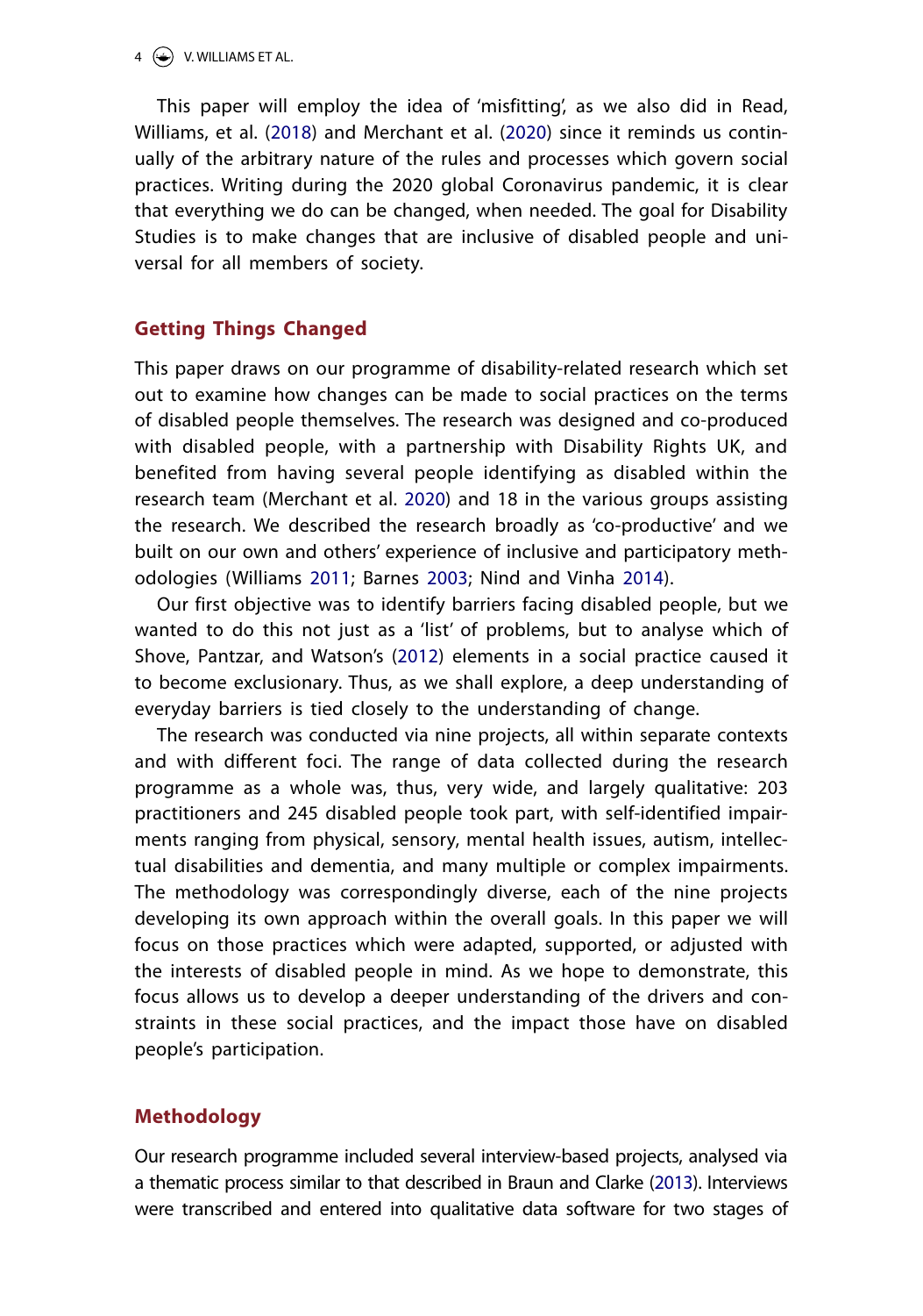This paper will employ the idea of 'misfitting', as we also did in Read, Williams, et al. (2018) and Merchant et al. (2020) since it reminds us continually of the arbitrary nature of the rules and processes which govern social practices. Writing during the 2020 global Coronavirus pandemic, it is clear that everything we do can be changed, when needed. The goal for Disability Studies is to make changes that are inclusive of disabled people and universal for all members of society.

## Getting Things Changed

This paper draws on our programme of disability-related research which set out to examine how changes can be made to social practices on the terms of disabled people themselves. The research was designed and co-produced with disabled people, with a partnership with Disability Rights UK, and benefited from having several people identifying as disabled within the research team (Merchant et al. 2020) and 18 in the various groups assisting the research. We described the research broadly as 'co-productive' and we built on our own and others' experience of inclusive and participatory methodologies (Williams 2011; Barnes 2003; Nind and Vinha 2014).

Our first objective was to identify barriers facing disabled people, but we wanted to do this not just as a 'list' of problems, but to analyse which of Shove, Pantzar, and Watson's (2012) elements in a social practice caused it to become exclusionary. Thus, as we shall explore, a deep understanding of everyday barriers is tied closely to the understanding of change.

The research was conducted via nine projects, all within separate contexts and with different foci. The range of data collected during the research programme as a whole was, thus, very wide, and largely qualitative: 203 practitioners and 245 disabled people took part, with self-identified impairments ranging from physical, sensory, mental health issues, autism, intellectual disabilities and dementia, and many multiple or complex impairments. The methodology was correspondingly diverse, each of the nine projects developing its own approach within the overall goals. In this paper we will focus on those practices which were adapted, supported, or adjusted with the interests of disabled people in mind. As we hope to demonstrate, this focus allows us to develop a deeper understanding of the drivers and constraints in these social practices, and the impact those have on disabled people's participation.

## Methodology

Our research programme included several interview-based projects, analysed via a thematic process similar to that described in Braun and Clarke (2013). Interviews were transcribed and entered into qualitative data software for two stages of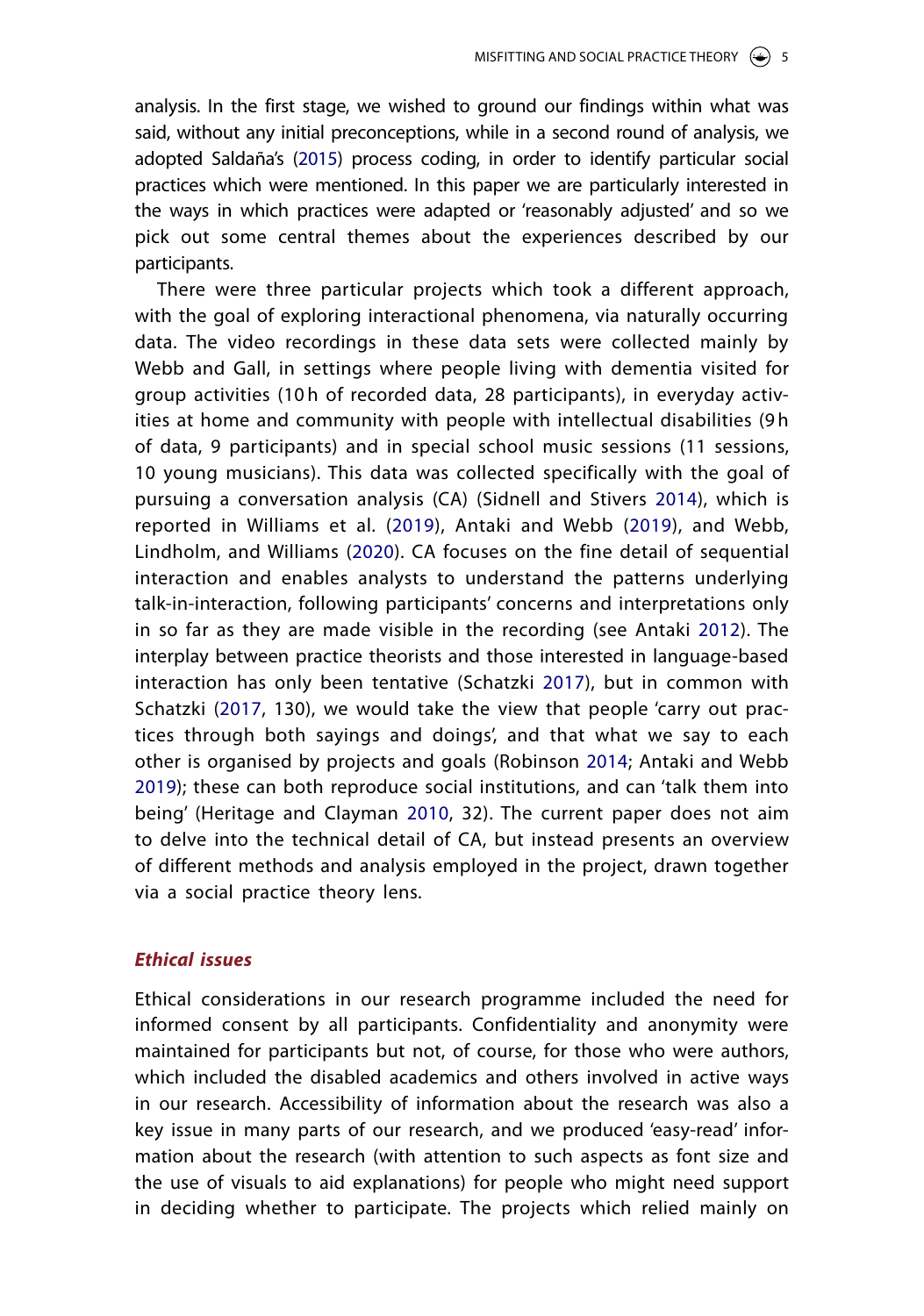analysis. In the first stage, we wished to ground our findings within what was said, without any initial preconceptions, while in a second round of analysis, we adopted Saldaña's (2015) process coding, in order to identify particular social practices which were mentioned. In this paper we are particularly interested in the ways in which practices were adapted or 'reasonably adjusted' and so we pick out some central themes about the experiences described by our participants.

There were three particular projects which took a different approach, with the goal of exploring interactional phenomena, via naturally occurring data. The video recordings in these data sets were collected mainly by Webb and Gall, in settings where people living with dementia visited for group activities (10 h of recorded data, 28 participants), in everyday activities at home and community with people with intellectual disabilities (9 h of data, 9 participants) and in special school music sessions (11 sessions, 10 young musicians). This data was collected specifically with the goal of pursuing a conversation analysis (CA) (Sidnell and Stivers 2014), which is reported in Williams et al. (2019), Antaki and Webb (2019), and Webb, Lindholm, and Williams (2020). CA focuses on the fine detail of sequential interaction and enables analysts to understand the patterns underlying talk-in-interaction, following participants' concerns and interpretations only in so far as they are made visible in the recording (see Antaki 2012). The interplay between practice theorists and those interested in language-based interaction has only been tentative (Schatzki 2017), but in common with Schatzki (2017, 130), we would take the view that people 'carry out practices through both sayings and doings', and that what we say to each other is organised by projects and goals (Robinson 2014; Antaki and Webb 2019); these can both reproduce social institutions, and can 'talk them into being' (Heritage and Clayman 2010, 32). The current paper does not aim to delve into the technical detail of CA, but instead presents an overview of different methods and analysis employed in the project, drawn together via a social practice theory lens.

### *Ethical issues*

Ethical considerations in our research programme included the need for informed consent by all participants. Confidentiality and anonymity were maintained for participants but not, of course, for those who were authors, which included the disabled academics and others involved in active ways in our research. Accessibility of information about the research was also a key issue in many parts of our research, and we produced 'easy-read' information about the research (with attention to such aspects as font size and the use of visuals to aid explanations) for people who might need support in deciding whether to participate. The projects which relied mainly on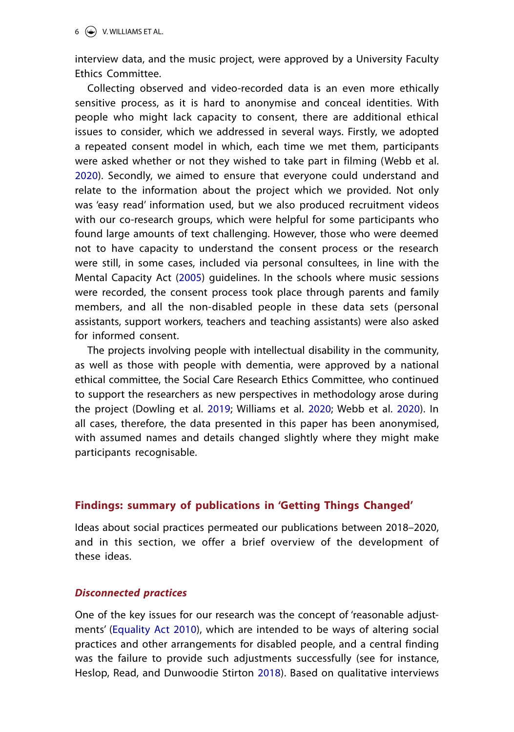interview data, and the music project, were approved by a University Faculty Ethics Committee.

Collecting observed and video-recorded data is an even more ethically sensitive process, as it is hard to anonymise and conceal identities. With people who might lack capacity to consent, there are additional ethical issues to consider, which we addressed in several ways. Firstly, we adopted a repeated consent model in which, each time we met them, participants were asked whether or not they wished to take part in filming (Webb et al. 2020). Secondly, we aimed to ensure that everyone could understand and relate to the information about the project which we provided. Not only was 'easy read' information used, but we also produced recruitment videos with our co-research groups, which were helpful for some participants who found large amounts of text challenging. However, those who were deemed not to have capacity to understand the consent process or the research were still, in some cases, included via personal consultees, in line with the Mental Capacity Act (2005) guidelines. In the schools where music sessions were recorded, the consent process took place through parents and family members, and all the non-disabled people in these data sets (personal assistants, support workers, teachers and teaching assistants) were also asked for informed consent.

The projects involving people with intellectual disability in the community, as well as those with people with dementia, were approved by a national ethical committee, the Social Care Research Ethics Committee, who continued to support the researchers as new perspectives in methodology arose during the project (Dowling et al. 2019; Williams et al. 2020; Webb et al. 2020). In all cases, therefore, the data presented in this paper has been anonymised, with assumed names and details changed slightly where they might make participants recognisable.

## Findings: summary of publications in 'Getting Things Changed'

Ideas about social practices permeated our publications between 2018–2020, and in this section, we offer a brief overview of the development of these ideas.

### *Disconnected practices*

One of the key issues for our research was the concept of 'reasonable adjustments' (Equality Act 2010), which are intended to be ways of altering social practices and other arrangements for disabled people, and a central finding was the failure to provide such adjustments successfully (see for instance, Heslop, Read, and Dunwoodie Stirton 2018). Based on qualitative interviews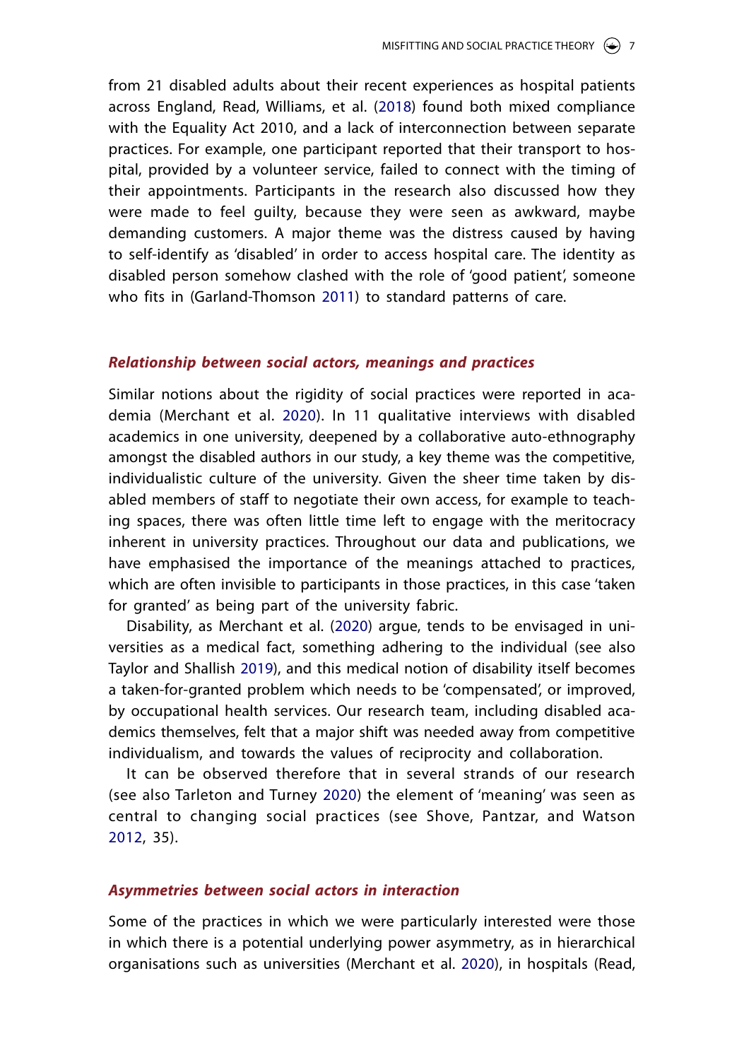from 21 disabled adults about their recent experiences as hospital patients across England, Read, Williams, et al. (2018) found both mixed compliance with the Equality Act 2010, and a lack of interconnection between separate practices. For example, one participant reported that their transport to hospital, provided by a volunteer service, failed to connect with the timing of their appointments. Participants in the research also discussed how they were made to feel guilty, because they were seen as awkward, maybe demanding customers. A major theme was the distress caused by having to self-identify as 'disabled' in order to access hospital care. The identity as disabled person somehow clashed with the role of 'good patient', someone who fits in (Garland-Thomson 2011) to standard patterns of care.

### *Relationship between social actors, meanings and practices*

Similar notions about the rigidity of social practices were reported in academia (Merchant et al. 2020). In 11 qualitative interviews with disabled academics in one university, deepened by a collaborative auto-ethnography amongst the disabled authors in our study, a key theme was the competitive, individualistic culture of the university. Given the sheer time taken by disabled members of staff to negotiate their own access, for example to teaching spaces, there was often little time left to engage with the meritocracy inherent in university practices. Throughout our data and publications, we have emphasised the importance of the meanings attached to practices, which are often invisible to participants in those practices, in this case 'taken for granted' as being part of the university fabric.

Disability, as Merchant et al. (2020) argue, tends to be envisaged in universities as a medical fact, something adhering to the individual (see also Taylor and Shallish 2019), and this medical notion of disability itself becomes a taken-for-granted problem which needs to be 'compensated', or improved, by occupational health services. Our research team, including disabled academics themselves, felt that a major shift was needed away from competitive individualism, and towards the values of reciprocity and collaboration.

It can be observed therefore that in several strands of our research (see also Tarleton and Turney 2020) the element of 'meaning' was seen as central to changing social practices (see Shove, Pantzar, and Watson 2012, 35).

### *Asymmetries between social actors in interaction*

Some of the practices in which we were particularly interested were those in which there is a potential underlying power asymmetry, as in hierarchical organisations such as universities (Merchant et al. 2020), in hospitals (Read,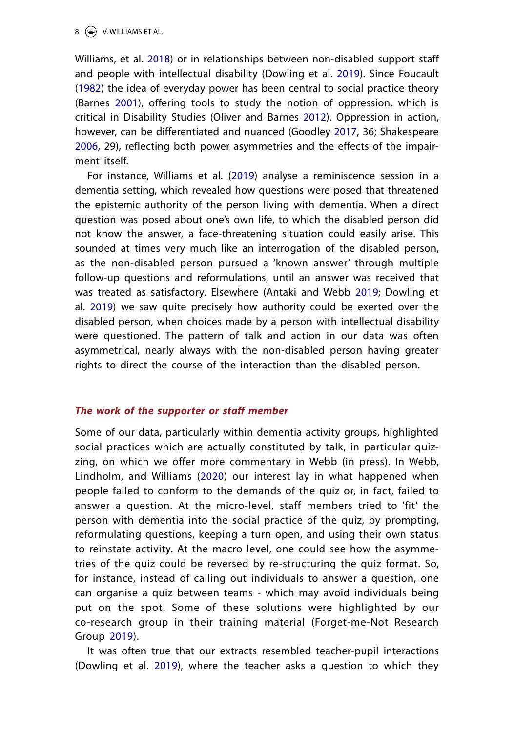Williams, et al. 2018) or in relationships between non-disabled support staff and people with intellectual disability (Dowling et al. 2019). Since Foucault (1982) the idea of everyday power has been central to social practice theory (Barnes 2001), offering tools to study the notion of oppression, which is critical in Disability Studies (Oliver and Barnes 2012). Oppression in action, however, can be differentiated and nuanced (Goodley 2017, 36; Shakespeare 2006, 29), reflecting both power asymmetries and the effects of the impairment itself.

For instance, Williams et al. (2019) analyse a reminiscence session in a dementia setting, which revealed how questions were posed that threatened the epistemic authority of the person living with dementia. When a direct question was posed about one's own life, to which the disabled person did not know the answer, a face-threatening situation could easily arise. This sounded at times very much like an interrogation of the disabled person, as the non-disabled person pursued a 'known answer' through multiple follow-up questions and reformulations, until an answer was received that was treated as satisfactory. Elsewhere (Antaki and Webb 2019; Dowling et al. 2019) we saw quite precisely how authority could be exerted over the disabled person, when choices made by a person with intellectual disability were questioned. The pattern of talk and action in our data was often asymmetrical, nearly always with the non-disabled person having greater rights to direct the course of the interaction than the disabled person.

### *The work of the supporter or staff member*

Some of our data, particularly within dementia activity groups, highlighted social practices which are actually constituted by talk, in particular quizzing, on which we offer more commentary in Webb (in press). In Webb, Lindholm, and Williams (2020) our interest lay in what happened when people failed to conform to the demands of the quiz or, in fact, failed to answer a question. At the micro-level, staff members tried to 'fit' the person with dementia into the social practice of the quiz, by prompting, reformulating questions, keeping a turn open, and using their own status to reinstate activity. At the macro level, one could see how the asymmetries of the quiz could be reversed by re-structuring the quiz format. So, for instance, instead of calling out individuals to answer a question, one can organise a quiz between teams - which may avoid individuals being put on the spot. Some of these solutions were highlighted by our co-research group in their training material (Forget-me-Not Research Group 2019).

It was often true that our extracts resembled teacher-pupil interactions (Dowling et al. 2019), where the teacher asks a question to which they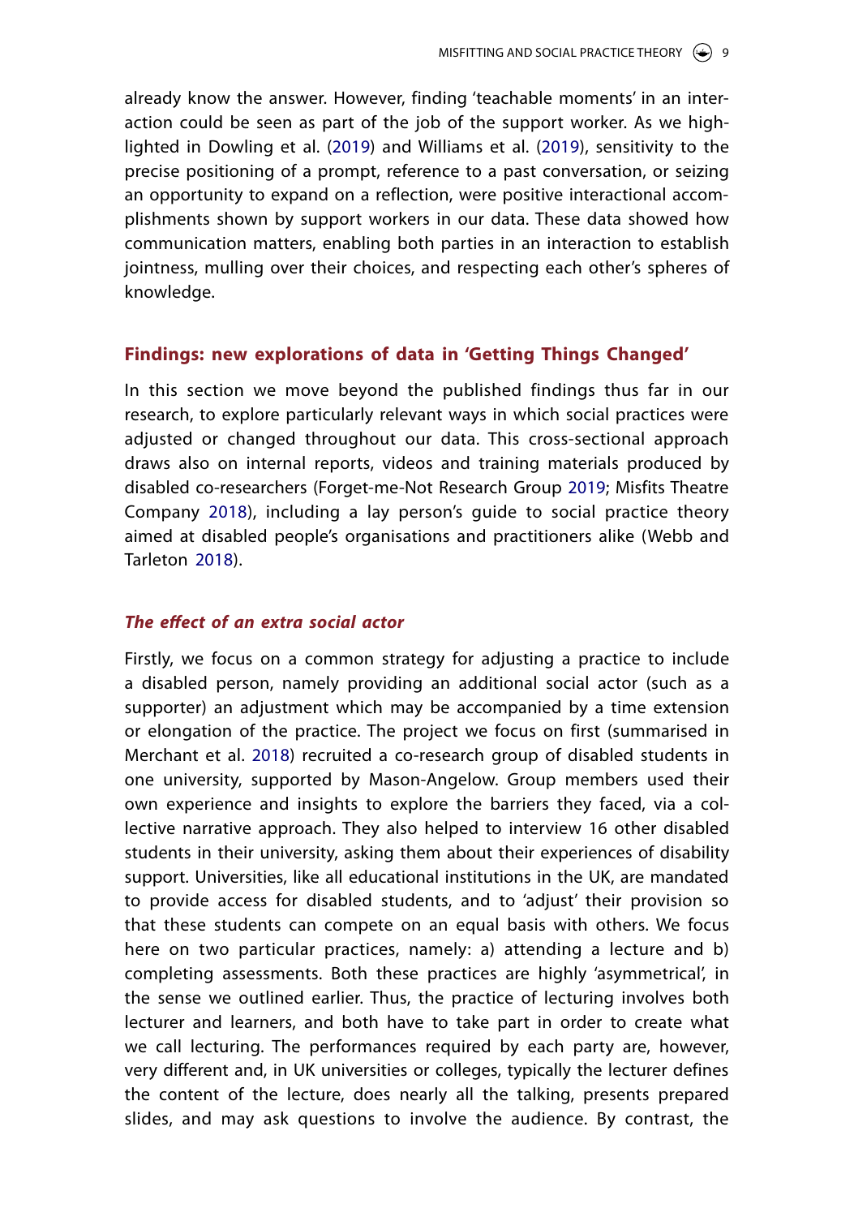already know the answer. However, finding 'teachable moments' in an interaction could be seen as part of the job of the support worker. As we highlighted in Dowling et al. (2019) and Williams et al. (2019), sensitivity to the precise positioning of a prompt, reference to a past conversation, or seizing an opportunity to expand on a reflection, were positive interactional accomplishments shown by support workers in our data. These data showed how communication matters, enabling both parties in an interaction to establish jointness, mulling over their choices, and respecting each other's spheres of knowledge.

## Findings: new explorations of data in 'Getting Things Changed'

In this section we move beyond the published findings thus far in our research, to explore particularly relevant ways in which social practices were adjusted or changed throughout our data. This cross-sectional approach draws also on internal reports, videos and training materials produced by disabled co-researchers (Forget-me-Not Research Group 2019; Misfits Theatre Company 2018), including a lay person's guide to social practice theory aimed at disabled people's organisations and practitioners alike (Webb and Tarleton 2018).

### *The effect of an extra social actor*

Firstly, we focus on a common strategy for adjusting a practice to include a disabled person, namely providing an additional social actor (such as a supporter) an adjustment which may be accompanied by a time extension or elongation of the practice. The project we focus on first (summarised in Merchant et al. 2018) recruited a co-research group of disabled students in one university, supported by Mason-Angelow. Group members used their own experience and insights to explore the barriers they faced, via a collective narrative approach. They also helped to interview 16 other disabled students in their university, asking them about their experiences of disability support. Universities, like all educational institutions in the UK, are mandated to provide access for disabled students, and to 'adjust' their provision so that these students can compete on an equal basis with others. We focus here on two particular practices, namely: a) attending a lecture and b) completing assessments. Both these practices are highly 'asymmetrical', in the sense we outlined earlier. Thus, the practice of lecturing involves both lecturer and learners, and both have to take part in order to create what we call lecturing. The performances required by each party are, however, very different and, in UK universities or colleges, typically the lecturer defines the content of the lecture, does nearly all the talking, presents prepared slides, and may ask questions to involve the audience. By contrast, the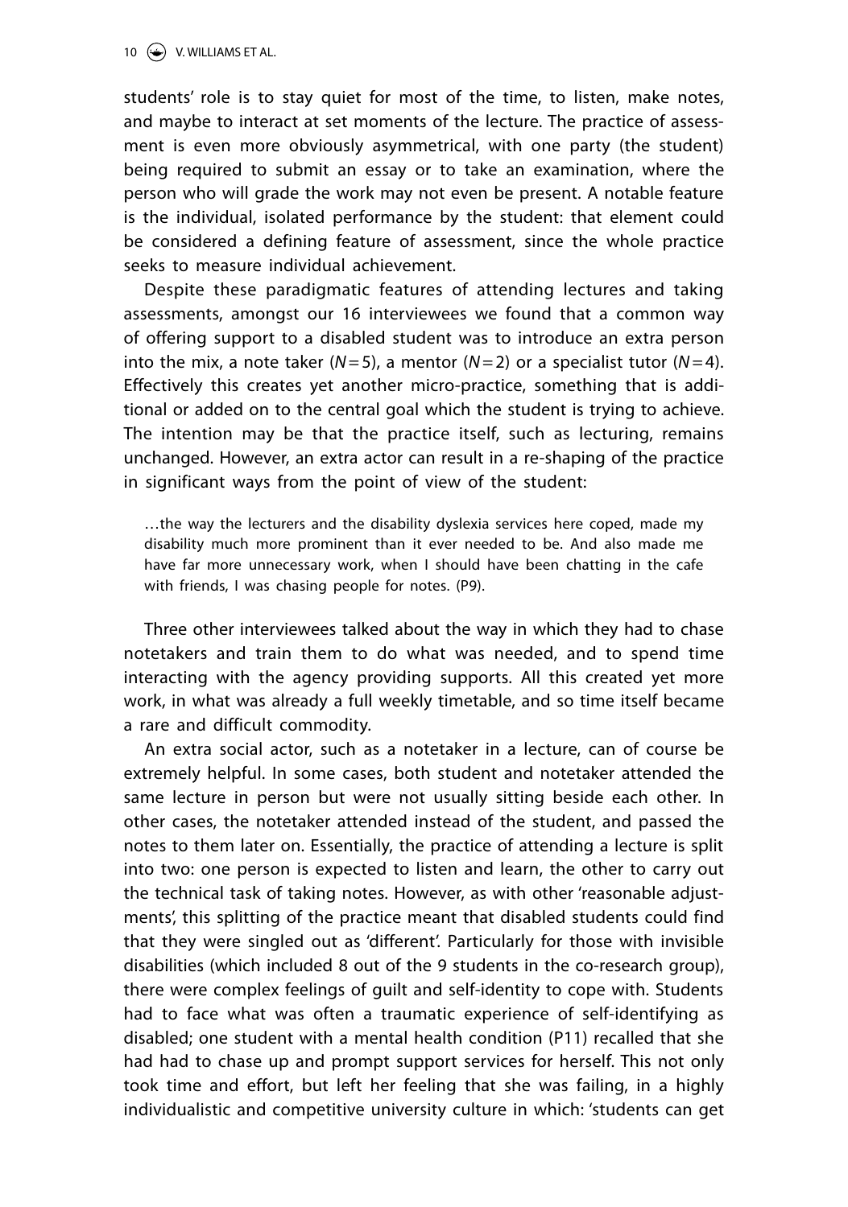students' role is to stay quiet for most of the time, to listen, make notes, and maybe to interact at set moments of the lecture. The practice of assessment is even more obviously asymmetrical, with one party (the student) being required to submit an essay or to take an examination, where the person who will grade the work may not even be present. A notable feature is the individual, isolated performance by the student: that element could be considered a defining feature of assessment, since the whole practice seeks to measure individual achievement.

Despite these paradigmatic features of attending lectures and taking assessments, amongst our 16 interviewees we found that a common way of offering support to a disabled student was to introduce an extra person into the mix, a note taker ($N=5$), a mentor ($N=2$) or a specialist tutor ($N=4$). Effectively this creates yet another micro-practice, something that is additional or added on to the central goal which the student is trying to achieve. The intention may be that the practice itself, such as lecturing, remains unchanged. However, an extra actor can result in a re-shaping of the practice in significant ways from the point of view of the student:

> …the way the lecturers and the disability dyslexia services here coped, made my disability much more prominent than it ever needed to be. And also made me have far more unnecessary work, when I should have been chatting in the cafe with friends, I was chasing people for notes. (P9).

Three other interviewees talked about the way in which they had to chase notetakers and train them to do what was needed, and to spend time interacting with the agency providing supports. All this created yet more work, in what was already a full weekly timetable, and so time itself became a rare and difficult commodity.

An extra social actor, such as a notetaker in a lecture, can of course be extremely helpful. In some cases, both student and notetaker attended the same lecture in person but were not usually sitting beside each other. In other cases, the notetaker attended instead of the student, and passed the notes to them later on. Essentially, the practice of attending a lecture is split into two: one person is expected to listen and learn, the other to carry out the technical task of taking notes. However, as with other 'reasonable adjustments', this splitting of the practice meant that disabled students could find that they were singled out as 'different'. Particularly for those with invisible disabilities (which included 8 out of the 9 students in the co-research group), there were complex feelings of guilt and self-identity to cope with. Students had to face what was often a traumatic experience of self-identifying as disabled; one student with a mental health condition (P11) recalled that she had had to chase up and prompt support services for herself. This not only took time and effort, but left her feeling that she was failing, in a highly individualistic and competitive university culture in which: 'students can get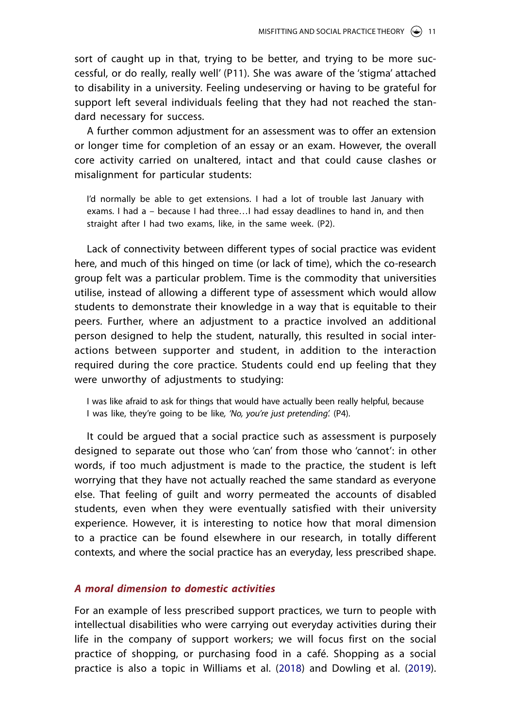sort of caught up in that, trying to be better, and trying to be more successful, or do really, really well' (P11). She was aware of the 'stigma' attached to disability in a university. Feeling undeserving or having to be grateful for support left several individuals feeling that they had not reached the standard necessary for success.

A further common adjustment for an assessment was to offer an extension or longer time for completion of an essay or an exam. However, the overall core activity carried on unaltered, intact and that could cause clashes or misalignment for particular students:

> I'd normally be able to get extensions. I had a lot of trouble last January with exams. I had a – because I had three…I had essay deadlines to hand in, and then straight after I had two exams, like, in the same week. (P2).

Lack of connectivity between different types of social practice was evident here, and much of this hinged on time (or lack of time), which the co-research group felt was a particular problem. Time is the commodity that universities utilise, instead of allowing a different type of assessment which would allow students to demonstrate their knowledge in a way that is equitable to their peers. Further, where an adjustment to a practice involved an additional person designed to help the student, naturally, this resulted in social interactions between supporter and student, in addition to the interaction required during the core practice. Students could end up feeling that they were unworthy of adjustments to studying:

> I was like afraid to ask for things that would have actually been really helpful, because I was like, they're going to be like, *'No, you're just pretending'.* (P4).

It could be argued that a social practice such as assessment is purposely designed to separate out those who 'can' from those who 'cannot': in other words, if too much adjustment is made to the practice, the student is left worrying that they have not actually reached the same standard as everyone else. That feeling of guilt and worry permeated the accounts of disabled students, even when they were eventually satisfied with their university experience. However, it is interesting to notice how that moral dimension to a practice can be found elsewhere in our research, in totally different contexts, and where the social practice has an everyday, less prescribed shape.

## *A moral dimension to domestic activities*

For an example of less prescribed support practices, we turn to people with intellectual disabilities who were carrying out everyday activities during their life in the company of support workers; we will focus first on the social practice of shopping, or purchasing food in a café. Shopping as a social practice is also a topic in Williams et al. (2018) and Dowling et al. (2019).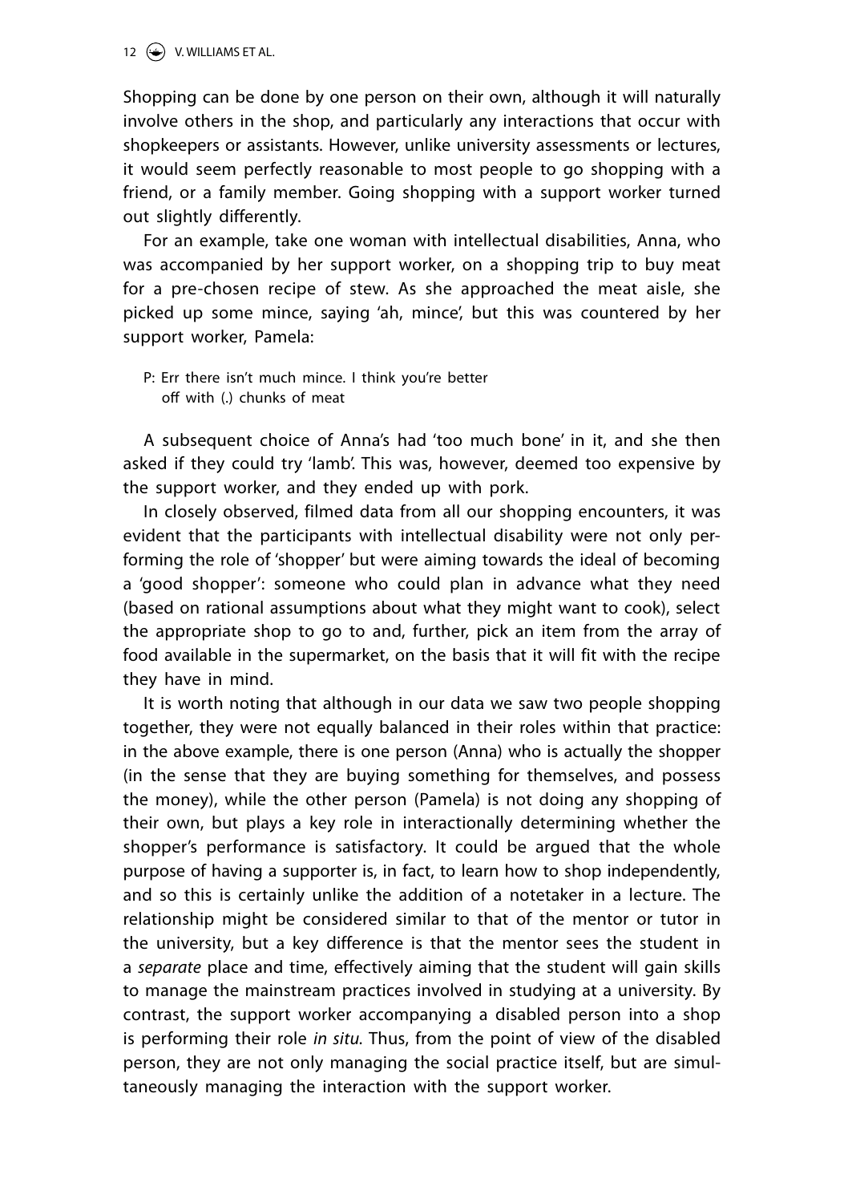Shopping can be done by one person on their own, although it will naturally involve others in the shop, and particularly any interactions that occur with shopkeepers or assistants. However, unlike university assessments or lectures, it would seem perfectly reasonable to most people to go shopping with a friend, or a family member. Going shopping with a support worker turned out slightly differently.

For an example, take one woman with intellectual disabilities, Anna, who was accompanied by her support worker, on a shopping trip to buy meat for a pre-chosen recipe of stew. As she approached the meat aisle, she picked up some mince, saying 'ah, mince', but this was countered by her support worker, Pamela:

> P: Err there isn't much mince. I think you're better
> off with (.) chunks of meat

A subsequent choice of Anna's had 'too much bone' in it, and she then asked if they could try 'lamb'. This was, however, deemed too expensive by the support worker, and they ended up with pork.

In closely observed, filmed data from all our shopping encounters, it was evident that the participants with intellectual disability were not only performing the role of 'shopper' but were aiming towards the ideal of becoming a 'good shopper': someone who could plan in advance what they need (based on rational assumptions about what they might want to cook), select the appropriate shop to go to and, further, pick an item from the array of food available in the supermarket, on the basis that it will fit with the recipe they have in mind.

It is worth noting that although in our data we saw two people shopping together, they were not equally balanced in their roles within that practice: in the above example, there is one person (Anna) who is actually the shopper (in the sense that they are buying something for themselves, and possess the money), while the other person (Pamela) is not doing any shopping of their own, but plays a key role in interactionally determining whether the shopper's performance is satisfactory. It could be argued that the whole purpose of having a supporter is, in fact, to learn how to shop independently, and so this is certainly unlike the addition of a notetaker in a lecture. The relationship might be considered similar to that of the mentor or tutor in the university, but a key difference is that the mentor sees the student in a *separate* place and time, effectively aiming that the student will gain skills to manage the mainstream practices involved in studying at a university. By contrast, the support worker accompanying a disabled person into a shop is performing their role *in situ*. Thus, from the point of view of the disabled person, they are not only managing the social practice itself, but are simultaneously managing the interaction with the support worker.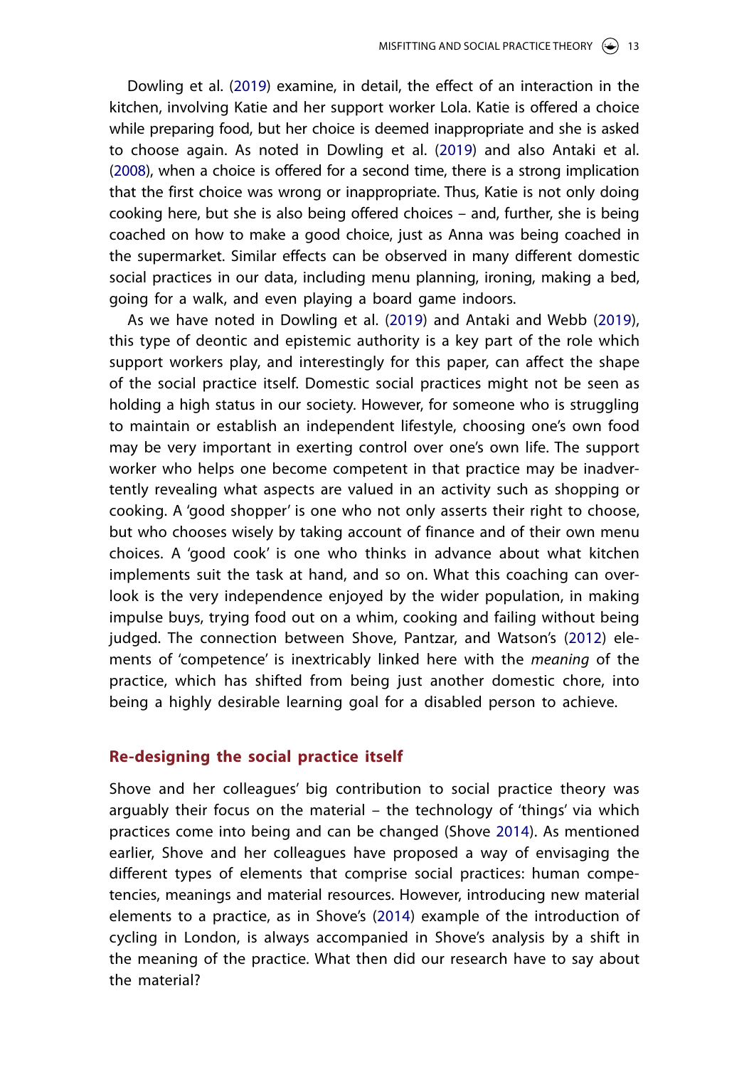Dowling et al. (2019) examine, in detail, the effect of an interaction in the kitchen, involving Katie and her support worker Lola. Katie is offered a choice while preparing food, but her choice is deemed inappropriate and she is asked to choose again. As noted in Dowling et al. (2019) and also Antaki et al. (2008), when a choice is offered for a second time, there is a strong implication that the first choice was wrong or inappropriate. Thus, Katie is not only doing cooking here, but she is also being offered choices – and, further, she is being coached on how to make a good choice, just as Anna was being coached in the supermarket. Similar effects can be observed in many different domestic social practices in our data, including menu planning, ironing, making a bed, going for a walk, and even playing a board game indoors.

As we have noted in Dowling et al. (2019) and Antaki and Webb (2019), this type of deontic and epistemic authority is a key part of the role which support workers play, and interestingly for this paper, can affect the shape of the social practice itself. Domestic social practices might not be seen as holding a high status in our society. However, for someone who is struggling to maintain or establish an independent lifestyle, choosing one's own food may be very important in exerting control over one's own life. The support worker who helps one become competent in that practice may be inadvertently revealing what aspects are valued in an activity such as shopping or cooking. A 'good shopper' is one who not only asserts their right to choose, but who chooses wisely by taking account of finance and of their own menu choices. A 'good cook' is one who thinks in advance about what kitchen implements suit the task at hand, and so on. What this coaching can overlook is the very independence enjoyed by the wider population, in making impulse buys, trying food out on a whim, cooking and failing without being judged. The connection between Shove, Pantzar, and Watson's (2012) elements of 'competence' is inextricably linked here with the *meaning* of the practice, which has shifted from being just another domestic chore, into being a highly desirable learning goal for a disabled person to achieve.

## Re-designing the social practice itself

Shove and her colleagues' big contribution to social practice theory was arguably their focus on the material – the technology of 'things' via which practices come into being and can be changed (Shove 2014). As mentioned earlier, Shove and her colleagues have proposed a way of envisaging the different types of elements that comprise social practices: human competencies, meanings and material resources. However, introducing new material elements to a practice, as in Shove's (2014) example of the introduction of cycling in London, is always accompanied in Shove's analysis by a shift in the meaning of the practice. What then did our research have to say about the material?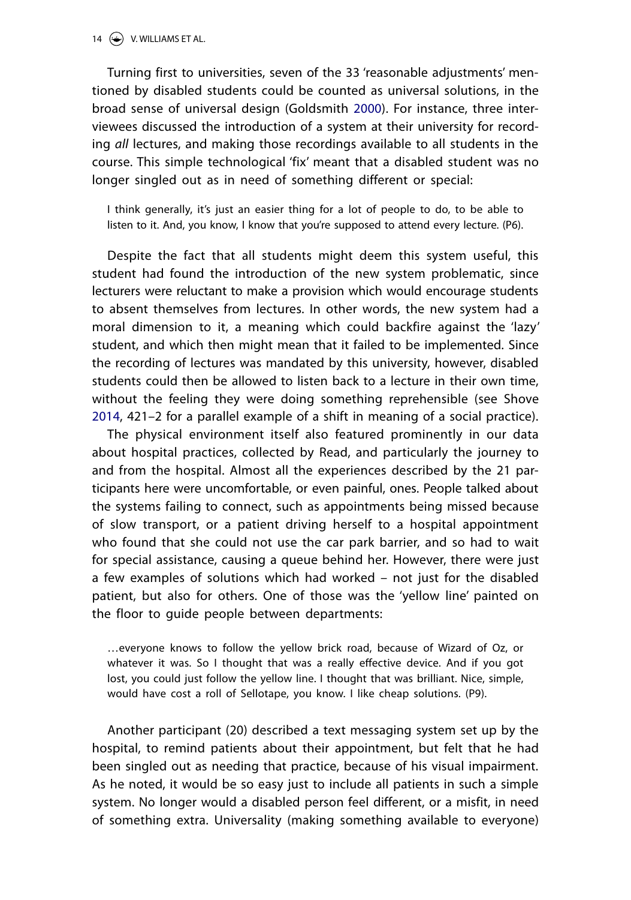Turning first to universities, seven of the 33 'reasonable adjustments' mentioned by disabled students could be counted as universal solutions, in the broad sense of universal design (Goldsmith 2000). For instance, three interviewees discussed the introduction of a system at their university for recording *all* lectures, and making those recordings available to all students in the course. This simple technological 'fix' meant that a disabled student was no longer singled out as in need of something different or special:

> I think generally, it's just an easier thing for a lot of people to do, to be able to listen to it. And, you know, I know that you're supposed to attend every lecture. (P6).

Despite the fact that all students might deem this system useful, this student had found the introduction of the new system problematic, since lecturers were reluctant to make a provision which would encourage students to absent themselves from lectures. In other words, the new system had a moral dimension to it, a meaning which could backfire against the 'lazy' student, and which then might mean that it failed to be implemented. Since the recording of lectures was mandated by this university, however, disabled students could then be allowed to listen back to a lecture in their own time, without the feeling they were doing something reprehensible (see Shove 2014, 421–2 for a parallel example of a shift in meaning of a social practice).

The physical environment itself also featured prominently in our data about hospital practices, collected by Read, and particularly the journey to and from the hospital. Almost all the experiences described by the 21 participants here were uncomfortable, or even painful, ones. People talked about the systems failing to connect, such as appointments being missed because of slow transport, or a patient driving herself to a hospital appointment who found that she could not use the car park barrier, and so had to wait for special assistance, causing a queue behind her. However, there were just a few examples of solutions which had worked – not just for the disabled patient, but also for others. One of those was the 'yellow line' painted on the floor to guide people between departments:

> …everyone knows to follow the yellow brick road, because of Wizard of Oz, or whatever it was. So I thought that was a really effective device. And if you got lost, you could just follow the yellow line. I thought that was brilliant. Nice, simple, would have cost a roll of Sellotape, you know. I like cheap solutions. (P9).

Another participant (20) described a text messaging system set up by the hospital, to remind patients about their appointment, but felt that he had been singled out as needing that practice, because of his visual impairment. As he noted, it would be so easy just to include all patients in such a simple system. No longer would a disabled person feel different, or a misfit, in need of something extra. Universality (making something available to everyone)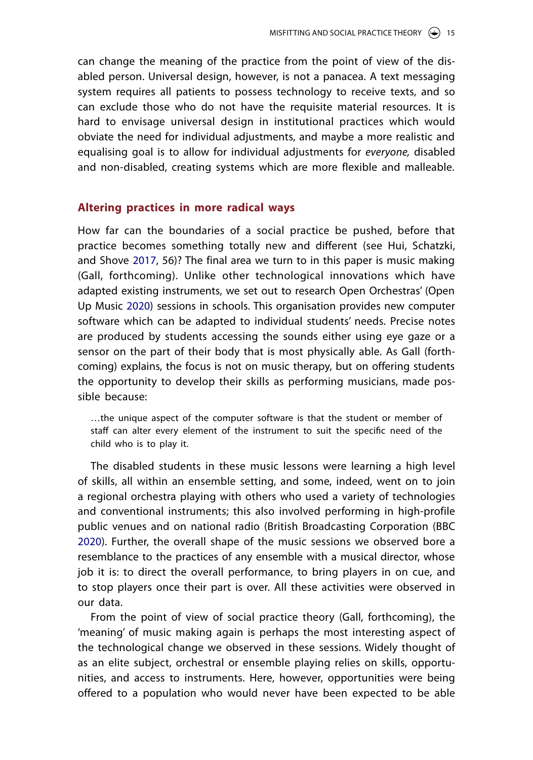can change the meaning of the practice from the point of view of the disabled person. Universal design, however, is not a panacea. A text messaging system requires all patients to possess technology to receive texts, and so can exclude those who do not have the requisite material resources. It is hard to envisage universal design in institutional practices which would obviate the need for individual adjustments, and maybe a more realistic and equalising goal is to allow for individual adjustments for *everyone,* disabled and non-disabled, creating systems which are more flexible and malleable.

## Altering practices in more radical ways

How far can the boundaries of a social practice be pushed, before that practice becomes something totally new and different (see Hui, Schatzki, and Shove 2017, 56)? The final area we turn to in this paper is music making (Gall, forthcoming). Unlike other technological innovations which have adapted existing instruments, we set out to research Open Orchestras' (Open Up Music 2020) sessions in schools. This organisation provides new computer software which can be adapted to individual students' needs. Precise notes are produced by students accessing the sounds either using eye gaze or a sensor on the part of their body that is most physically able. As Gall (forthcoming) explains, the focus is not on music therapy, but on offering students the opportunity to develop their skills as performing musicians, made possible because:

> …the unique aspect of the computer software is that the student or member of staff can alter every element of the instrument to suit the specific need of the child who is to play it.

The disabled students in these music lessons were learning a high level of skills, all within an ensemble setting, and some, indeed, went on to join a regional orchestra playing with others who used a variety of technologies and conventional instruments; this also involved performing in high-profile public venues and on national radio (British Broadcasting Corporation (BBC 2020). Further, the overall shape of the music sessions we observed bore a resemblance to the practices of any ensemble with a musical director, whose job it is: to direct the overall performance, to bring players in on cue, and to stop players once their part is over. All these activities were observed in our data.

From the point of view of social practice theory (Gall, forthcoming), the 'meaning' of music making again is perhaps the most interesting aspect of the technological change we observed in these sessions. Widely thought of as an elite subject, orchestral or ensemble playing relies on skills, opportunities, and access to instruments. Here, however, opportunities were being offered to a population who would never have been expected to be able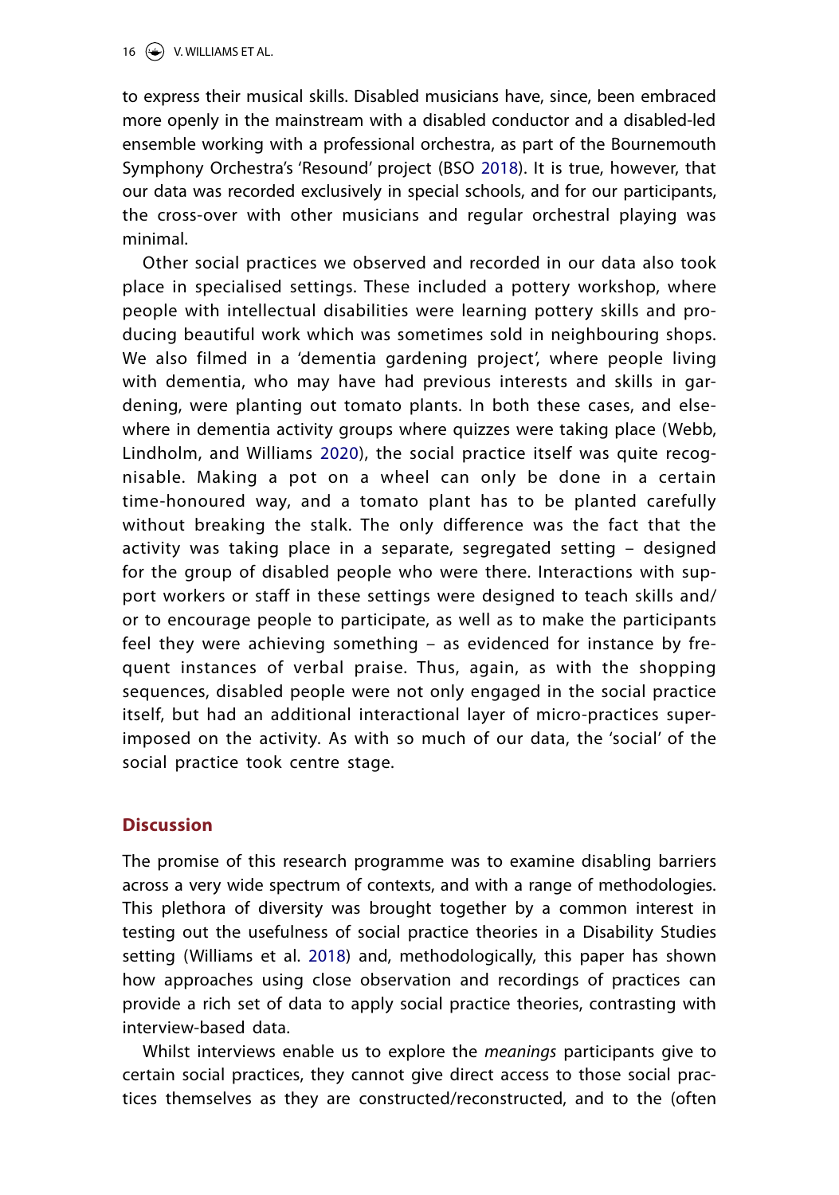to express their musical skills. Disabled musicians have, since, been embraced more openly in the mainstream with a disabled conductor and a disabled-led ensemble working with a professional orchestra, as part of the Bournemouth Symphony Orchestra's 'Resound' project (BSO 2018). It is true, however, that our data was recorded exclusively in special schools, and for our participants, the cross-over with other musicians and regular orchestral playing was minimal.

Other social practices we observed and recorded in our data also took place in specialised settings. These included a pottery workshop, where people with intellectual disabilities were learning pottery skills and producing beautiful work which was sometimes sold in neighbouring shops. We also filmed in a 'dementia gardening project', where people living with dementia, who may have had previous interests and skills in gardening, were planting out tomato plants. In both these cases, and elsewhere in dementia activity groups where quizzes were taking place (Webb, Lindholm, and Williams 2020), the social practice itself was quite recognisable. Making a pot on a wheel can only be done in a certain time-honoured way, and a tomato plant has to be planted carefully without breaking the stalk. The only difference was the fact that the activity was taking place in a separate, segregated setting – designed for the group of disabled people who were there. Interactions with support workers or staff in these settings were designed to teach skills and/or to encourage people to participate, as well as to make the participants feel they were achieving something – as evidenced for instance by frequent instances of verbal praise. Thus, again, as with the shopping sequences, disabled people were not only engaged in the social practice itself, but had an additional interactional layer of micro-practices superimposed on the activity. As with so much of our data, the 'social' of the social practice took centre stage.

## Discussion

The promise of this research programme was to examine disabling barriers across a very wide spectrum of contexts, and with a range of methodologies. This plethora of diversity was brought together by a common interest in testing out the usefulness of social practice theories in a Disability Studies setting (Williams et al. 2018) and, methodologically, this paper has shown how approaches using close observation and recordings of practices can provide a rich set of data to apply social practice theories, contrasting with interview-based data.

Whilst interviews enable us to explore the *meanings* participants give to certain social practices, they cannot give direct access to those social practices themselves as they are constructed/reconstructed, and to the (often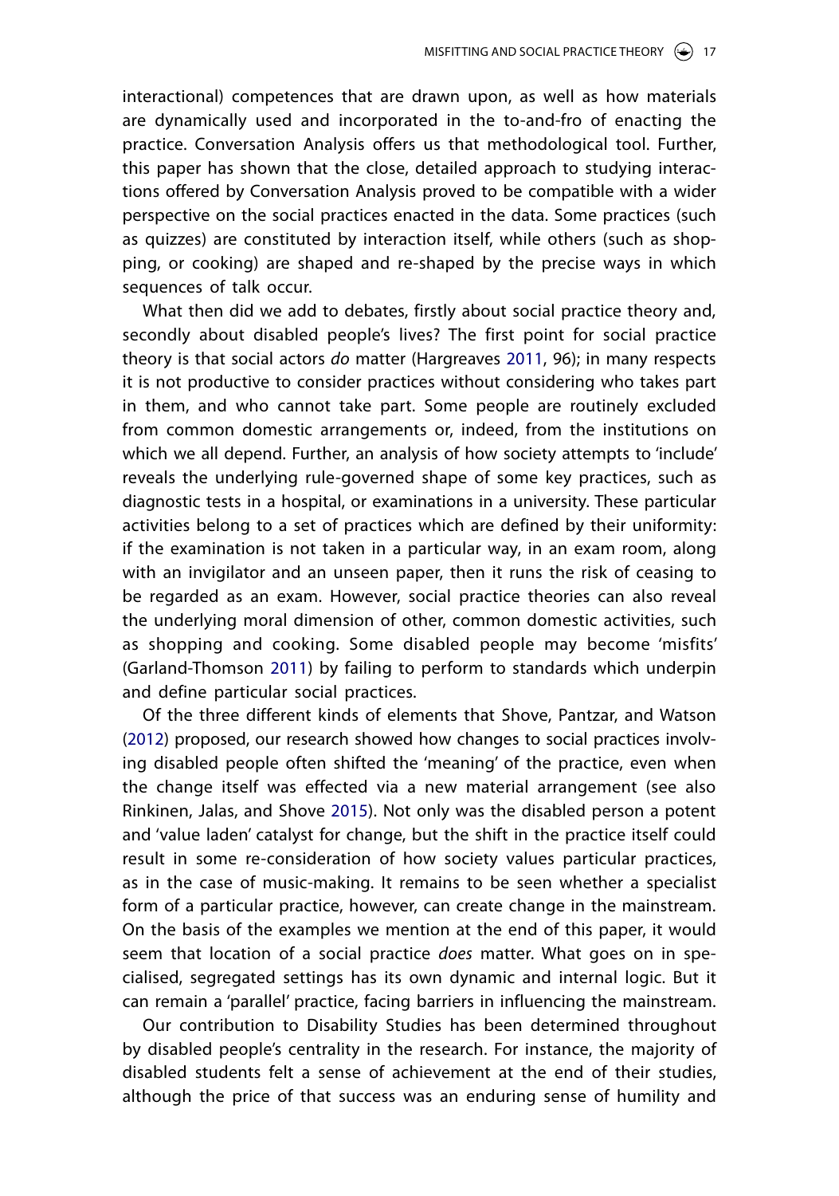interactional) competences that are drawn upon, as well as how materials are dynamically used and incorporated in the to-and-fro of enacting the practice. Conversation Analysis offers us that methodological tool. Further, this paper has shown that the close, detailed approach to studying interactions offered by Conversation Analysis proved to be compatible with a wider perspective on the social practices enacted in the data. Some practices (such as quizzes) are constituted by interaction itself, while others (such as shopping, or cooking) are shaped and re-shaped by the precise ways in which sequences of talk occur.

What then did we add to debates, firstly about social practice theory and, secondly about disabled people's lives? The first point for social practice theory is that social actors *do* matter (Hargreaves 2011, 96); in many respects it is not productive to consider practices without considering who takes part in them, and who cannot take part. Some people are routinely excluded from common domestic arrangements or, indeed, from the institutions on which we all depend. Further, an analysis of how society attempts to 'include' reveals the underlying rule-governed shape of some key practices, such as diagnostic tests in a hospital, or examinations in a university. These particular activities belong to a set of practices which are defined by their uniformity: if the examination is not taken in a particular way, in an exam room, along with an invigilator and an unseen paper, then it runs the risk of ceasing to be regarded as an exam. However, social practice theories can also reveal the underlying moral dimension of other, common domestic activities, such as shopping and cooking. Some disabled people may become 'misfits' (Garland-Thomson 2011) by failing to perform to standards which underpin and define particular social practices.

Of the three different kinds of elements that Shove, Pantzar, and Watson (2012) proposed, our research showed how changes to social practices involving disabled people often shifted the 'meaning' of the practice, even when the change itself was effected via a new material arrangement (see also Rinkinen, Jalas, and Shove 2015). Not only was the disabled person a potent and 'value laden' catalyst for change, but the shift in the practice itself could result in some re-consideration of how society values particular practices, as in the case of music-making. It remains to be seen whether a specialist form of a particular practice, however, can create change in the mainstream. On the basis of the examples we mention at the end of this paper, it would seem that location of a social practice *does* matter. What goes on in specialised, segregated settings has its own dynamic and internal logic. But it can remain a 'parallel' practice, facing barriers in influencing the mainstream.

Our contribution to Disability Studies has been determined throughout by disabled people's centrality in the research. For instance, the majority of disabled students felt a sense of achievement at the end of their studies, although the price of that success was an enduring sense of humility and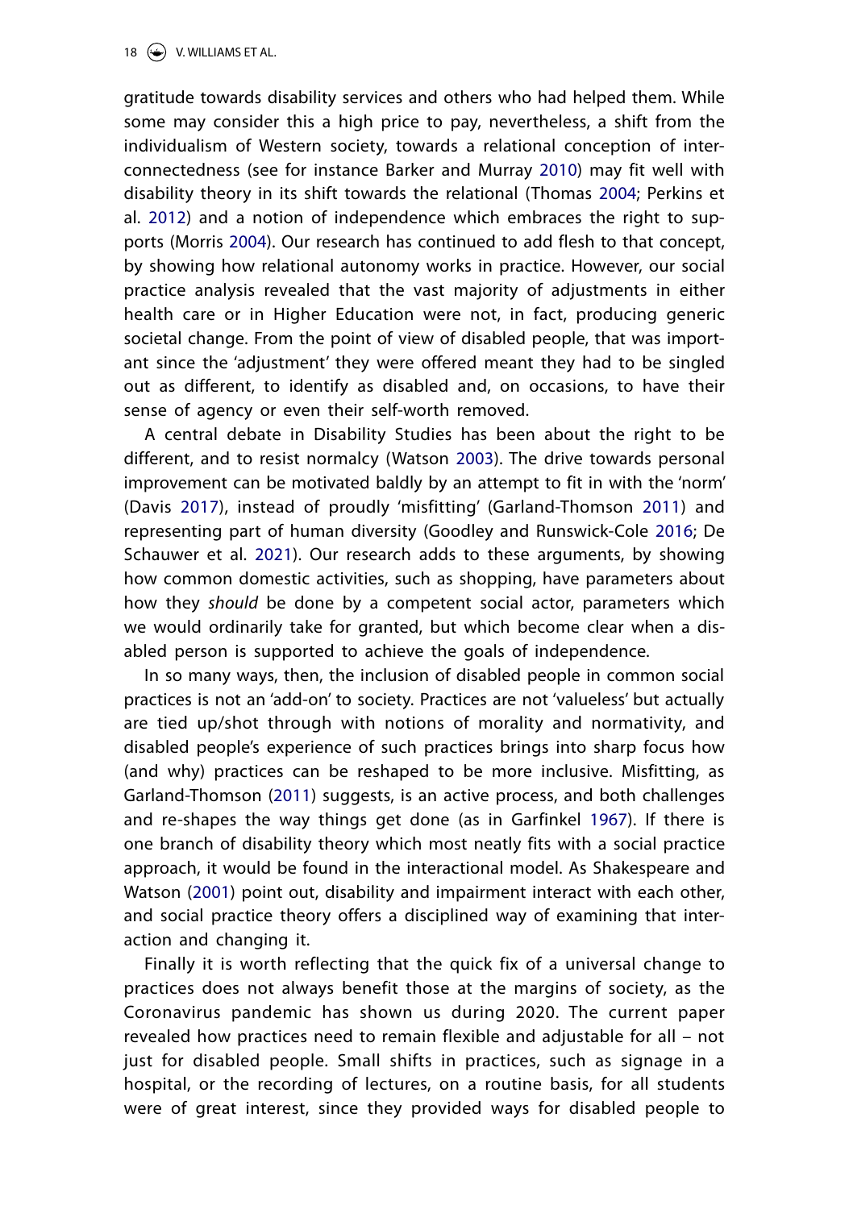gratitude towards disability services and others who had helped them. While some may consider this a high price to pay, nevertheless, a shift from the individualism of Western society, towards a relational conception of interconnectedness (see for instance Barker and Murray 2010) may fit well with disability theory in its shift towards the relational (Thomas 2004; Perkins et al. 2012) and a notion of independence which embraces the right to supports (Morris 2004). Our research has continued to add flesh to that concept, by showing how relational autonomy works in practice. However, our social practice analysis revealed that the vast majority of adjustments in either health care or in Higher Education were not, in fact, producing generic societal change. From the point of view of disabled people, that was important since the 'adjustment' they were offered meant they had to be singled out as different, to identify as disabled and, on occasions, to have their sense of agency or even their self-worth removed.

A central debate in Disability Studies has been about the right to be different, and to resist normalcy (Watson 2003). The drive towards personal improvement can be motivated baldly by an attempt to fit in with the 'norm' (Davis 2017), instead of proudly 'misfitting' (Garland-Thomson 2011) and representing part of human diversity (Goodley and Runswick-Cole 2016; De Schauwer et al. 2021). Our research adds to these arguments, by showing how common domestic activities, such as shopping, have parameters about how they *should* be done by a competent social actor, parameters which we would ordinarily take for granted, but which become clear when a disabled person is supported to achieve the goals of independence.

In so many ways, then, the inclusion of disabled people in common social practices is not an 'add-on' to society. Practices are not 'valueless' but actually are tied up/shot through with notions of morality and normativity, and disabled people's experience of such practices brings into sharp focus how (and why) practices can be reshaped to be more inclusive. Misfitting, as Garland-Thomson (2011) suggests, is an active process, and both challenges and re-shapes the way things get done (as in Garfinkel 1967). If there is one branch of disability theory which most neatly fits with a social practice approach, it would be found in the interactional model. As Shakespeare and Watson (2001) point out, disability and impairment interact with each other, and social practice theory offers a disciplined way of examining that interaction and changing it.

Finally it is worth reflecting that the quick fix of a universal change to practices does not always benefit those at the margins of society, as the Coronavirus pandemic has shown us during 2020. The current paper revealed how practices need to remain flexible and adjustable for all – not just for disabled people. Small shifts in practices, such as signage in a hospital, or the recording of lectures, on a routine basis, for all students were of great interest, since they provided ways for disabled people to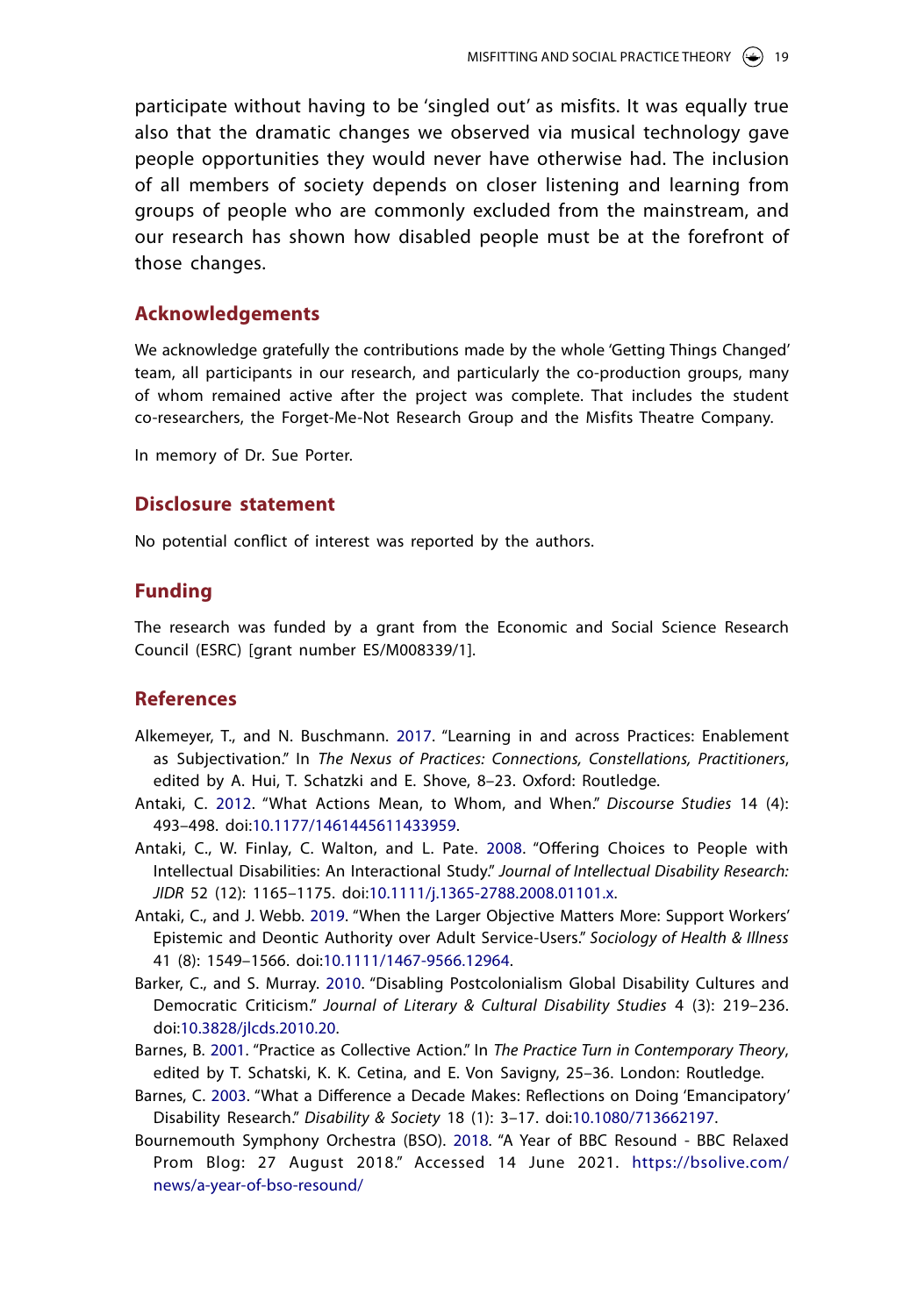participate without having to be 'singled out' as misfits. It was equally true also that the dramatic changes we observed via musical technology gave people opportunities they would never have otherwise had. The inclusion of all members of society depends on closer listening and learning from groups of people who are commonly excluded from the mainstream, and our research has shown how disabled people must be at the forefront of those changes.

## Acknowledgements

We acknowledge gratefully the contributions made by the whole 'Getting Things Changed' team, all participants in our research, and particularly the co-production groups, many of whom remained active after the project was complete. That includes the student co-researchers, the Forget-Me-Not Research Group and the Misfits Theatre Company.

In memory of Dr. Sue Porter.

## Disclosure statement

No potential conflict of interest was reported by the authors.

## Funding

The research was funded by a grant from the Economic and Social Science Research Council (ESRC) [grant number ES/M008339/1].

## References

Alkemeyer, T., and N. Buschmann. 2017. "Learning in and across Practices: Enablement as Subjectivation." In *The Nexus of Practices: Connections, Constellations, Practitioners*, edited by A. Hui, T. Schatzki and E. Shove, 8–23. Oxford: Routledge.

Antaki, C. 2012. "What Actions Mean, to Whom, and When." *Discourse Studies* 14 (4): 493–498. doi:10.1177/1461445611433959.

Antaki, C., W. Finlay, C. Walton, and L. Pate. 2008. "Offering Choices to People with Intellectual Disabilities: An Interactional Study." *Journal of Intellectual Disability Research: JIDR* 52 (12): 1165–1175. doi:10.1111/j.1365-2788.2008.01101.x.

Antaki, C., and J. Webb. 2019. "When the Larger Objective Matters More: Support Workers' Epistemic and Deontic Authority over Adult Service-Users." *Sociology of Health & Illness* 41 (8): 1549–1566. doi:10.1111/1467-9566.12964.

Barker, C., and S. Murray. 2010. "Disabling Postcolonialism Global Disability Cultures and Democratic Criticism." *Journal of Literary & Cultural Disability Studies* 4 (3): 219–236. doi:10.3828/jlcds.2010.20.

Barnes, B. 2001. "Practice as Collective Action." In *The Practice Turn in Contemporary Theory*, edited by T. Schatski, K. K. Cetina, and E. Von Savigny, 25–36. London: Routledge.

Barnes, C. 2003. "What a Difference a Decade Makes: Reflections on Doing 'Emancipatory' Disability Research." *Disability & Society* 18 (1): 3–17. doi:10.1080/713662197.

Bournemouth Symphony Orchestra (BSO). 2018. "A Year of BBC Resound - BBC Relaxed Prom Blog: 27 August 2018." Accessed 14 June 2021. https://bsolive.com/news/a-year-of-bso-resound/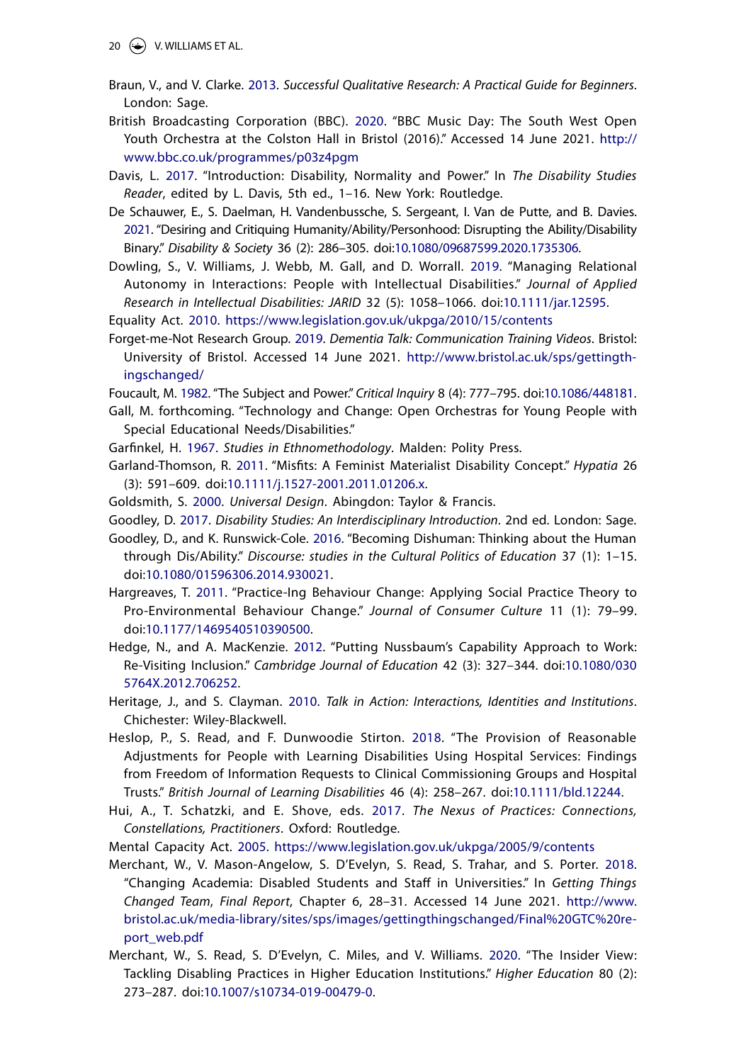Braun, V., and V. Clarke. 2013. *Successful Qualitative Research: A Practical Guide for Beginners*. London: Sage.

British Broadcasting Corporation (BBC). 2020. "BBC Music Day: The South West Open Youth Orchestra at the Colston Hall in Bristol (2016)." Accessed 14 June 2021. http://www.bbc.co.uk/programmes/p03z4pgm

Davis, L. 2017. "Introduction: Disability, Normality and Power." In *The Disability Studies Reader*, edited by L. Davis, 5th ed., 1–16. New York: Routledge.

De Schauwer, E., S. Daelman, H. Vandenbussche, S. Sergeant, I. Van de Putte, and B. Davies. 2021. "Desiring and Critiquing Humanity/Ability/Personhood: Disrupting the Ability/Disability Binary." *Disability & Society* 36 (2): 286–305. doi:10.1080/09687599.2020.1735306.

Dowling, S., V. Williams, J. Webb, M. Gall, and D. Worrall. 2019. "Managing Relational Autonomy in Interactions: People with Intellectual Disabilities." *Journal of Applied Research in Intellectual Disabilities: JARID* 32 (5): 1058–1066. doi:10.1111/jar.12595.

Equality Act. 2010. https://www.legislation.gov.uk/ukpga/2010/15/contents

Forget-me-Not Research Group. 2019. *Dementia Talk: Communication Training Videos*. Bristol: University of Bristol. Accessed 14 June 2021. http://www.bristol.ac.uk/sps/gettingthingschanged/

Foucault, M. 1982. "The Subject and Power." *Critical Inquiry* 8 (4): 777–795. doi:10.1086/448181.

Gall, M. forthcoming. "Technology and Change: Open Orchestras for Young People with Special Educational Needs/Disabilities."

Garfinkel, H. 1967. *Studies in Ethnomethodology*. Malden: Polity Press.

Garland-Thomson, R. 2011. "Misfits: A Feminist Materialist Disability Concept." *Hypatia* 26 (3): 591–609. doi:10.1111/j.1527-2001.2011.01206.x.

Goldsmith, S. 2000. *Universal Design*. Abingdon: Taylor & Francis.

Goodley, D. 2017. *Disability Studies: An Interdisciplinary Introduction*. 2nd ed. London: Sage.

Goodley, D., and K. Runswick-Cole. 2016. "Becoming Dishuman: Thinking about the Human through Dis/Ability." *Discourse: studies in the Cultural Politics of Education* 37 (1): 1–15. doi:10.1080/01596306.2014.930021.

Hargreaves, T. 2011. "Practice-Ing Behaviour Change: Applying Social Practice Theory to Pro-Environmental Behaviour Change." *Journal of Consumer Culture* 11 (1): 79–99. doi:10.1177/1469540510390500.

Hedge, N., and A. MacKenzie. 2012. "Putting Nussbaum's Capability Approach to Work: Re-Visiting Inclusion." *Cambridge Journal of Education* 42 (3): 327–344. doi:10.1080/0305764X.2012.706252.

Heritage, J., and S. Clayman. 2010. *Talk in Action: Interactions, Identities and Institutions*. Chichester: Wiley-Blackwell.

Heslop, P., S. Read, and F. Dunwoodie Stirton. 2018. "The Provision of Reasonable Adjustments for People with Learning Disabilities Using Hospital Services: Findings from Freedom of Information Requests to Clinical Commissioning Groups and Hospital Trusts." *British Journal of Learning Disabilities* 46 (4): 258–267. doi:10.1111/bld.12244.

Hui, A., T. Schatzki, and E. Shove, eds. 2017. *The Nexus of Practices: Connections, Constellations, Practitioners*. Oxford: Routledge.

Mental Capacity Act. 2005. https://www.legislation.gov.uk/ukpga/2005/9/contents

Merchant, W., V. Mason-Angelow, S. D'Evelyn, S. Read, S. Trahar, and S. Porter. 2018. "Changing Academia: Disabled Students and Staff in Universities." In *Getting Things Changed Team*, *Final Report*, Chapter 6, 28–31. Accessed 14 June 2021. http://www.bristol.ac.uk/media-library/sites/sps/images/gettingthingschanged/Final%20GTC%20report_web.pdf

Merchant, W., S. Read, S. D'Evelyn, C. Miles, and V. Williams. 2020. "The Insider View: Tackling Disabling Practices in Higher Education Institutions." *Higher Education* 80 (2): 273–287. doi:10.1007/s10734-019-00479-0.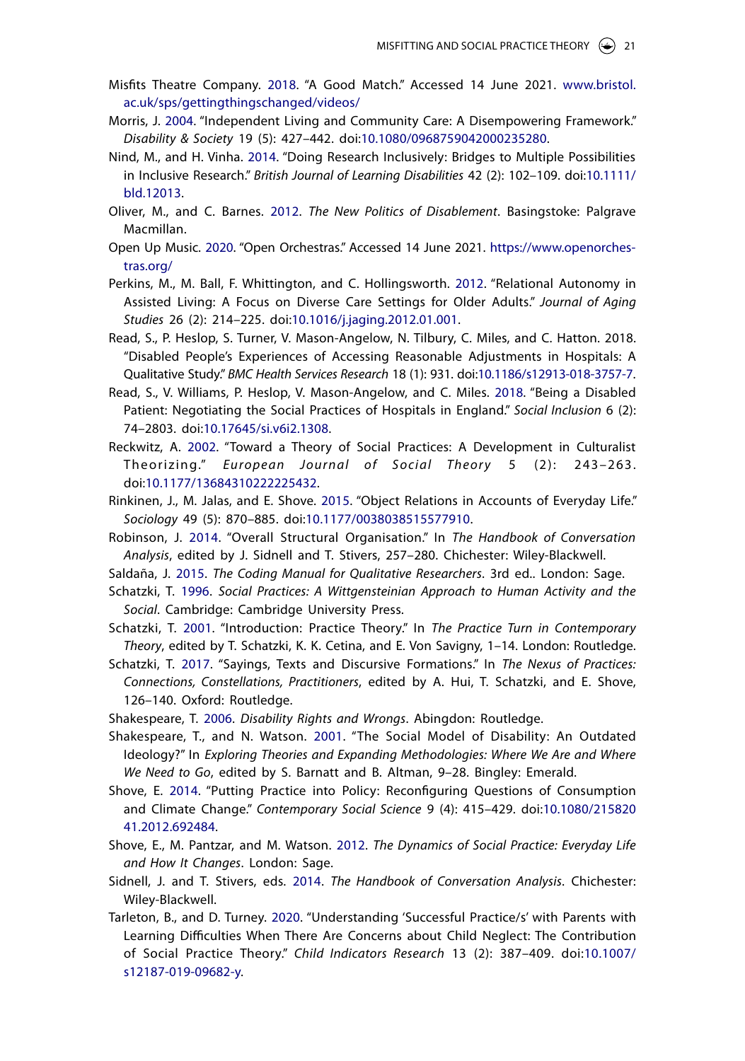Misfits Theatre Company. 2018. "A Good Match." Accessed 14 June 2021. www.bristol.ac.uk/sps/gettingthingschanged/videos/

Morris, J. 2004. "Independent Living and Community Care: A Disempowering Framework." *Disability & Society* 19 (5): 427–442. doi:10.1080/0968759042000235280.

Nind, M., and H. Vinha. 2014. "Doing Research Inclusively: Bridges to Multiple Possibilities in Inclusive Research." *British Journal of Learning Disabilities* 42 (2): 102–109. doi:10.1111/bld.12013.

Oliver, M., and C. Barnes. 2012. *The New Politics of Disablement*. Basingstoke: Palgrave Macmillan.

Open Up Music. 2020. "Open Orchestras." Accessed 14 June 2021. https://www.openorchestras.org/

Perkins, M., M. Ball, F. Whittington, and C. Hollingsworth. 2012. "Relational Autonomy in Assisted Living: A Focus on Diverse Care Settings for Older Adults." *Journal of Aging Studies* 26 (2): 214–225. doi:10.1016/j.jaging.2012.01.001.

Read, S., P. Heslop, S. Turner, V. Mason-Angelow, N. Tilbury, C. Miles, and C. Hatton. 2018. "Disabled People's Experiences of Accessing Reasonable Adjustments in Hospitals: A Qualitative Study." *BMC Health Services Research* 18 (1): 931. doi:10.1186/s12913-018-3757-7.

Read, S., V. Williams, P. Heslop, V. Mason-Angelow, and C. Miles. 2018. "Being a Disabled Patient: Negotiating the Social Practices of Hospitals in England." *Social Inclusion* 6 (2): 74–2803. doi:10.17645/si.v6i2.1308.

Reckwitz, A. 2002. "Toward a Theory of Social Practices: A Development in Culturalist Theorizing." *European Journal of Social Theory* 5 (2): 243–263. doi:10.1177/13684310222225432.

Rinkinen, J., M. Jalas, and E. Shove. 2015. "Object Relations in Accounts of Everyday Life." *Sociology* 49 (5): 870–885. doi:10.1177/0038038515577910.

Robinson, J. 2014. "Overall Structural Organisation." In *The Handbook of Conversation Analysis*, edited by J. Sidnell and T. Stivers, 257–280. Chichester: Wiley-Blackwell.

Saldaña, J. 2015. *The Coding Manual for Qualitative Researchers*. 3rd ed.. London: Sage.

Schatzki, T. 1996. *Social Practices: A Wittgensteinian Approach to Human Activity and the Social*. Cambridge: Cambridge University Press.

Schatzki, T. 2001. "Introduction: Practice Theory." In *The Practice Turn in Contemporary Theory*, edited by T. Schatzki, K. K. Cetina, and E. Von Savigny, 1–14. London: Routledge.

Schatzki, T. 2017. "Sayings, Texts and Discursive Formations." In *The Nexus of Practices: Connections, Constellations, Practitioners*, edited by A. Hui, T. Schatzki, and E. Shove, 126–140. Oxford: Routledge.

Shakespeare, T. 2006. *Disability Rights and Wrongs*. Abingdon: Routledge.

Shakespeare, T., and N. Watson. 2001. "The Social Model of Disability: An Outdated Ideology?" In *Exploring Theories and Expanding Methodologies: Where We Are and Where We Need to Go*, edited by S. Barnatt and B. Altman, 9–28. Bingley: Emerald.

Shove, E. 2014. "Putting Practice into Policy: Reconfiguring Questions of Consumption and Climate Change." *Contemporary Social Science* 9 (4): 415–429. doi:10.1080/21582041.2012.692484.

Shove, E., M. Pantzar, and M. Watson. 2012. *The Dynamics of Social Practice: Everyday Life and How It Changes*. London: Sage.

Sidnell, J. and T. Stivers, eds. 2014. *The Handbook of Conversation Analysis*. Chichester: Wiley-Blackwell.

Tarleton, B., and D. Turney. 2020. "Understanding 'Successful Practice/s' with Parents with Learning Difficulties When There Are Concerns about Child Neglect: The Contribution of Social Practice Theory." *Child Indicators Research* 13 (2): 387–409. doi:10.1007/s12187-019-09682-y.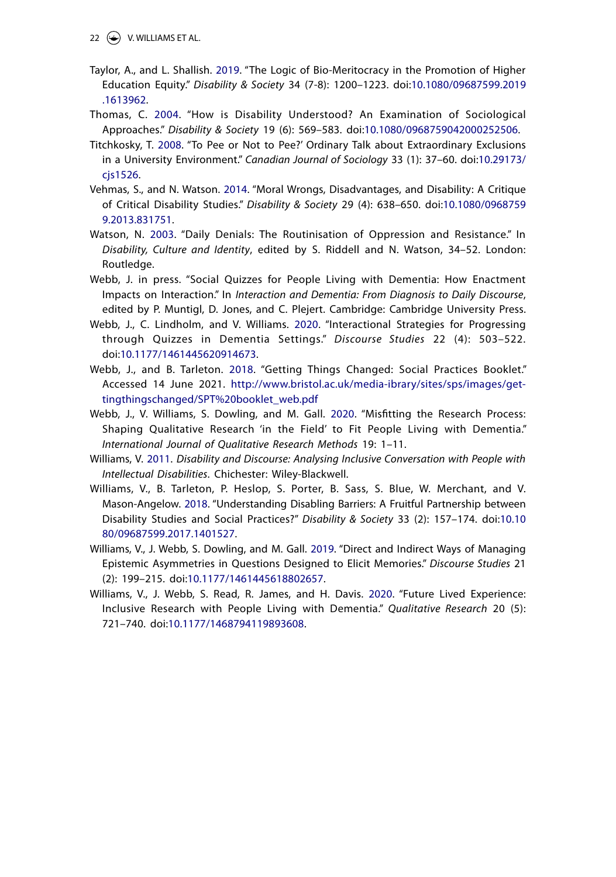Taylor, A., and L. Shallish. 2019. "The Logic of Bio-Meritocracy in the Promotion of Higher Education Equity." *Disability & Society* 34 (7-8): 1200–1223. doi:10.1080/09687599.2019.1613962.

Thomas, C. 2004. "How is Disability Understood? An Examination of Sociological Approaches." *Disability & Society* 19 (6): 569–583. doi:10.1080/0968759042000252506.

Titchkosky, T. 2008. "To Pee or Not to Pee?' Ordinary Talk about Extraordinary Exclusions in a University Environment." *Canadian Journal of Sociology* 33 (1): 37–60. doi:10.29173/cjs1526.

Vehmas, S., and N. Watson. 2014. "Moral Wrongs, Disadvantages, and Disability: A Critique of Critical Disability Studies." *Disability & Society* 29 (4): 638–650. doi:10.1080/09687599.2013.831751.

Watson, N. 2003. "Daily Denials: The Routinisation of Oppression and Resistance." In *Disability, Culture and Identity*, edited by S. Riddell and N. Watson, 34–52. London: Routledge.

Webb, J. in press. "Social Quizzes for People Living with Dementia: How Enactment Impacts on Interaction." In *Interaction and Dementia: From Diagnosis to Daily Discourse*, edited by P. Muntigl, D. Jones, and C. Plejert. Cambridge: Cambridge University Press.

Webb, J., C. Lindholm, and V. Williams. 2020. "Interactional Strategies for Progressing through Quizzes in Dementia Settings." *Discourse Studies* 22 (4): 503–522. doi:10.1177/1461445620914673.

Webb, J., and B. Tarleton. 2018. "Getting Things Changed: Social Practices Booklet." Accessed 14 June 2021. http://www.bristol.ac.uk/media-ibrary/sites/sps/images/gettingthingschanged/SPT%20booklet_web.pdf

Webb, J., V. Williams, S. Dowling, and M. Gall. 2020. "Misfitting the Research Process: Shaping Qualitative Research 'in the Field' to Fit People Living with Dementia." *International Journal of Qualitative Research Methods* 19: 1–11.

Williams, V. 2011. *Disability and Discourse: Analysing Inclusive Conversation with People with Intellectual Disabilities*. Chichester: Wiley-Blackwell.

Williams, V., B. Tarleton, P. Heslop, S. Porter, B. Sass, S. Blue, W. Merchant, and V. Mason-Angelow. 2018. "Understanding Disabling Barriers: A Fruitful Partnership between Disability Studies and Social Practices?" *Disability & Society* 33 (2): 157–174. doi:10.1080/09687599.2017.1401527.

Williams, V., J. Webb, S. Dowling, and M. Gall. 2019. "Direct and Indirect Ways of Managing Epistemic Asymmetries in Questions Designed to Elicit Memories." *Discourse Studies* 21 (2): 199–215. doi:10.1177/1461445618802657.

Williams, V., J. Webb, S. Read, R. James, and H. Davis. 2020. "Future Lived Experience: Inclusive Research with People Living with Dementia." *Qualitative Research* 20 (5): 721–740. doi:10.1177/1468794119893608.